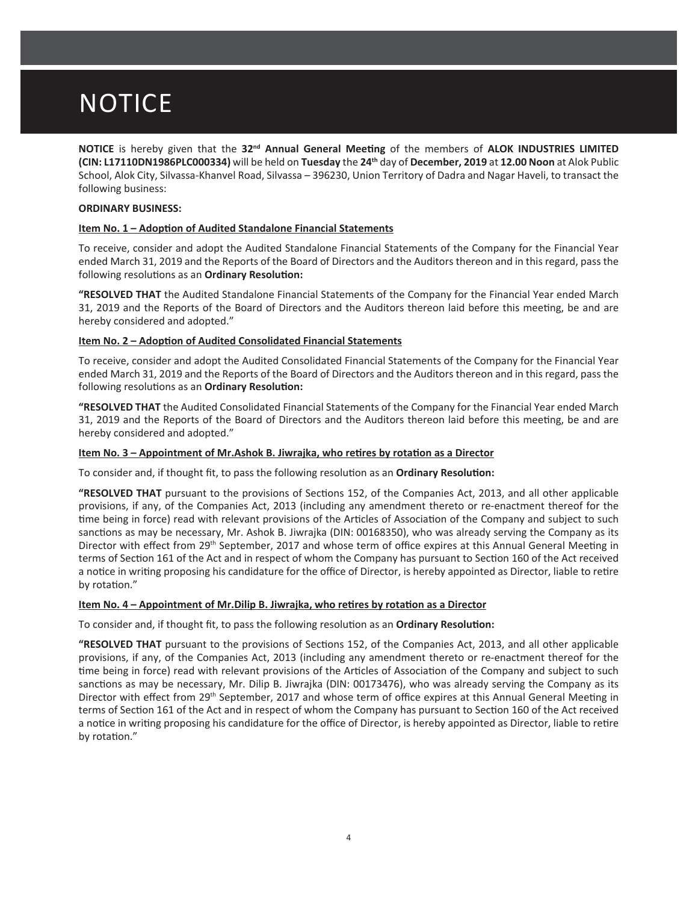# NOTICE

**NOTICE** is hereby given that the **32nd Annual General Meeting** of the members of **ALOK INDUSTRIES LIMITED (CIN: L17110DN1986PLC000334)** will be held on **Tuesday** the **24th** day of **December, 2019** at **12.00 Noon** at Alok Public School, Alok City, Silvassa-Khanvel Road, Silvassa – 396230, Union Territory of Dadra and Nagar Haveli, to transact the following business:

**ORDINARY BUSINESS:**

**Item No. 1 – Adoption of Audited Standalone Financial Statements**

To receive, consider and adopt the Audited Standalone Financial Statements of the Company for the Financial Year ended March 31, 2019 and the Reports of the Board of Directors and the Auditors thereon and in this regard, pass the following resolutions as an **Ordinary Resolution:**

**"RESOLVED THAT** the Audited Standalone Financial Statements of the Company for the Financial Year ended March 31, 2019 and the Reports of the Board of Directors and the Auditors thereon laid before this meeting, be and are hereby considered and adopted."

**Item No. 2 – Adoption of Audited Consolidated Financial Statements**

To receive, consider and adopt the Audited Consolidated Financial Statements of the Company for the Financial Year ended March 31, 2019 and the Reports of the Board of Directors and the Auditors thereon and in this regard, pass the following resolutions as an **Ordinary Resolution:**

**"RESOLVED THAT** the Audited Consolidated Financial Statements of the Company for the Financial Year ended March 31, 2019 and the Reports of the Board of Directors and the Auditors thereon laid before this meeting, be and are hereby considered and adopted."

**Item No. 3 – Appointment of Mr.Ashok B. Jiwrajka, who retires by rotation as a Director**

To consider and, if thought fit, to pass the following resolution as an **Ordinary Resolution:**

**"RESOLVED THAT** pursuant to the provisions of Sections 152, of the Companies Act, 2013, and all other applicable provisions, if any, of the Companies Act, 2013 (including any amendment thereto or re-enactment thereof for the time being in force) read with relevant provisions of the Articles of Association of the Company and subject to such sanctions as may be necessary, Mr. Ashok B. Jiwrajka (DIN: 00168350), who was already serving the Company as its Director with effect from 29th September, 2017 and whose term of office expires at this Annual General Meeting in terms of Section 161 of the Act and in respect of whom the Company has pursuant to Section 160 of the Act received a notice in writing proposing his candidature for the office of Director, is hereby appointed as Director, liable to retire by rotation."

**Item No. 4 – Appointment of Mr.Dilip B. Jiwrajka, who retires by rotation as a Director**

To consider and, if thought fit, to pass the following resolution as an **Ordinary Resolution:**

**"RESOLVED THAT** pursuant to the provisions of Sections 152, of the Companies Act, 2013, and all other applicable provisions, if any, of the Companies Act, 2013 (including any amendment thereto or re-enactment thereof for the time being in force) read with relevant provisions of the Articles of Association of the Company and subject to such sanctions as may be necessary, Mr. Dilip B. Jiwrajka (DIN: 00173476), who was already serving the Company as its Director with effect from 29th September, 2017 and whose term of office expires at this Annual General Meeting in terms of Section 161 of the Act and in respect of whom the Company has pursuant to Section 160 of the Act received a notice in writing proposing his candidature for the office of Director, is hereby appointed as Director, liable to retire by rotation."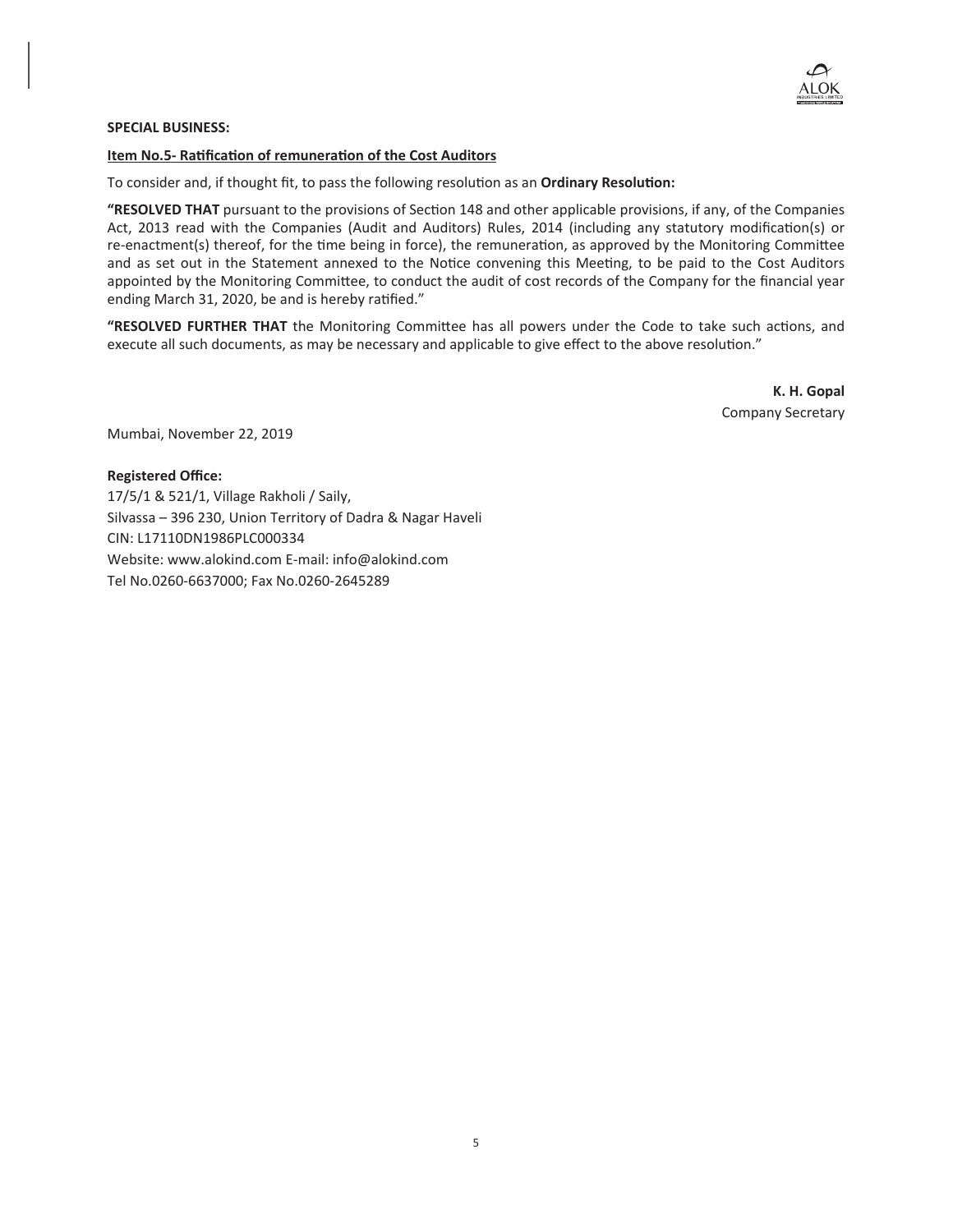**SPECIAL BUSINESS:**

**Item No.5- Ratification of remuneration of the Cost Auditors**

To consider and, if thought fit, to pass the following resolution as an **Ordinary Resolution:**

**"RESOLVED THAT** pursuant to the provisions of Section 148 and other applicable provisions, if any, of the Companies Act, 2013 read with the Companies (Audit and Auditors) Rules, 2014 (including any statutory modification(s) or re-enactment(s) thereof, for the time being in force), the remuneration, as approved by the Monitoring Committee and as set out in the Statement annexed to the Notice convening this Meeting, to be paid to the Cost Auditors appointed by the Monitoring Committee, to conduct the audit of cost records of the Company for the financial year ending March 31, 2020, be and is hereby ratified."

**"RESOLVED FURTHER THAT** the Monitoring Committee has all powers under the Code to take such actions, and execute all such documents, as may be necessary and applicable to give effect to the above resolution."

**K. H. Gopal**
Company Secretary

Mumbai, November 22, 2019

**Registered Office:**
17/5/1 & 521/1, Village Rakholi / Saily,
Silvassa – 396 230, Union Territory of Dadra & Nagar Haveli
CIN: L17110DN1986PLC000334
Website: www.alokind.com E-mail: info@alokind.com
Tel No.0260-6637000; Fax No.0260-2645289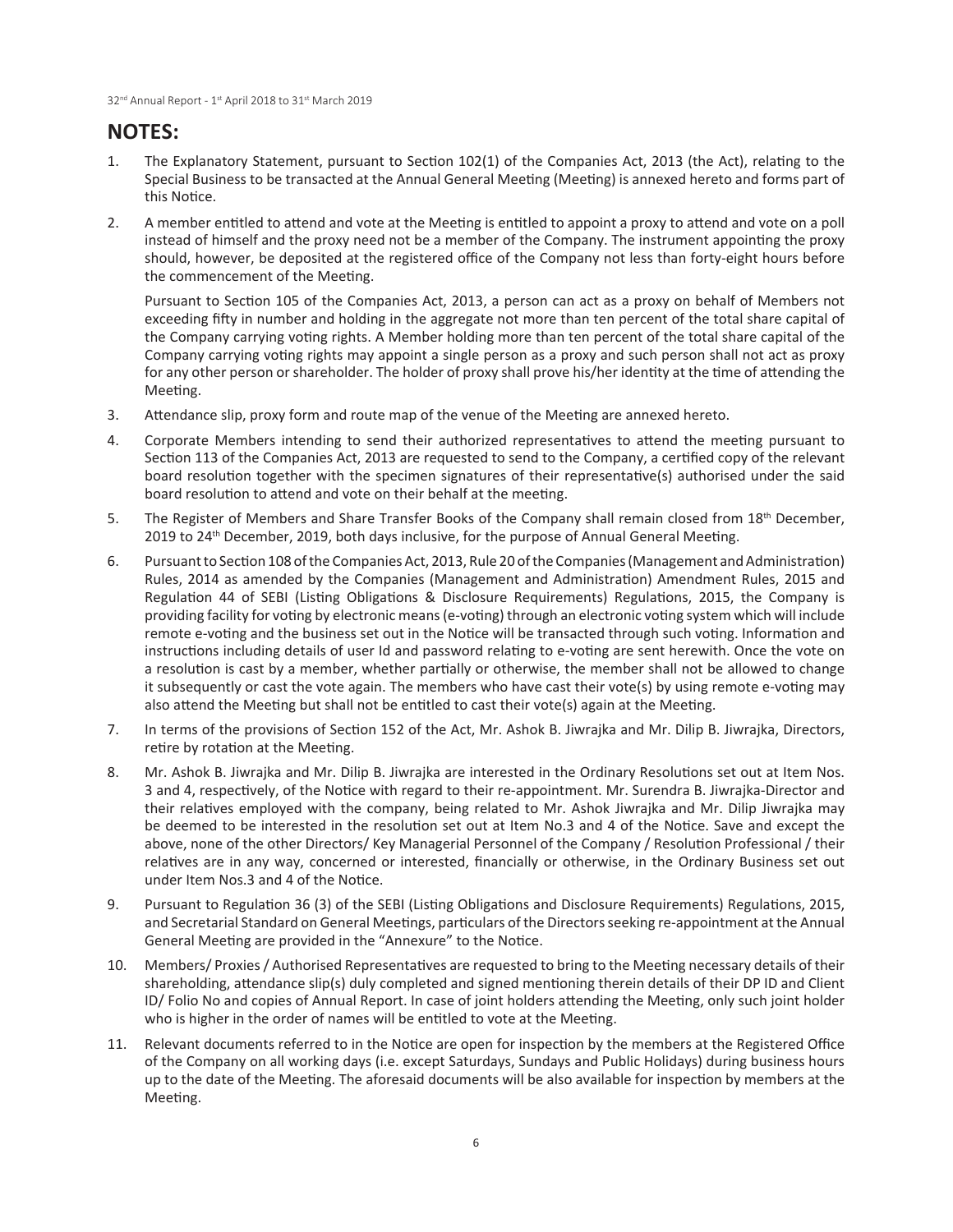## NOTES:

1. The Explanatory Statement, pursuant to Section 102(1) of the Companies Act, 2013 (the Act), relating to the Special Business to be transacted at the Annual General Meeting (Meeting) is annexed hereto and forms part of this Notice.

2. A member entitled to attend and vote at the Meeting is entitled to appoint a proxy to attend and vote on a poll instead of himself and the proxy need not be a member of the Company. The instrument appointing the proxy should, however, be deposited at the registered office of the Company not less than forty-eight hours before the commencement of the Meeting.

   Pursuant to Section 105 of the Companies Act, 2013, a person can act as a proxy on behalf of Members not exceeding fifty in number and holding in the aggregate not more than ten percent of the total share capital of the Company carrying voting rights. A Member holding more than ten percent of the total share capital of the Company carrying voting rights may appoint a single person as a proxy and such person shall not act as proxy for any other person or shareholder. The holder of proxy shall prove his/her identity at the time of attending the Meeting.

3. Attendance slip, proxy form and route map of the venue of the Meeting are annexed hereto.

4. Corporate Members intending to send their authorized representatives to attend the meeting pursuant to Section 113 of the Companies Act, 2013 are requested to send to the Company, a certified copy of the relevant board resolution together with the specimen signatures of their representative(s) authorised under the said board resolution to attend and vote on their behalf at the meeting.

5. The Register of Members and Share Transfer Books of the Company shall remain closed from 18th December, 2019 to 24th December, 2019, both days inclusive, for the purpose of Annual General Meeting.

6. Pursuant to Section 108 of the Companies Act, 2013, Rule 20 of the Companies (Management and Administration) Rules, 2014 as amended by the Companies (Management and Administration) Amendment Rules, 2015 and Regulation 44 of SEBI (Listing Obligations & Disclosure Requirements) Regulations, 2015, the Company is providing facility for voting by electronic means (e-voting) through an electronic voting system which will include remote e-voting and the business set out in the Notice will be transacted through such voting. Information and instructions including details of user Id and password relating to e-voting are sent herewith. Once the vote on a resolution is cast by a member, whether partially or otherwise, the member shall not be allowed to change it subsequently or cast the vote again. The members who have cast their vote(s) by using remote e-voting may also attend the Meeting but shall not be entitled to cast their vote(s) again at the Meeting.

7. In terms of the provisions of Section 152 of the Act, Mr. Ashok B. Jiwrajka and Mr. Dilip B. Jiwrajka, Directors, retire by rotation at the Meeting.

8. Mr. Ashok B. Jiwrajka and Mr. Dilip B. Jiwrajka are interested in the Ordinary Resolutions set out at Item Nos. 3 and 4, respectively, of the Notice with regard to their re-appointment. Mr. Surendra B. Jiwrajka-Director and their relatives employed with the company, being related to Mr. Ashok Jiwrajka and Mr. Dilip Jiwrajka may be deemed to be interested in the resolution set out at Item No.3 and 4 of the Notice. Save and except the above, none of the other Directors/ Key Managerial Personnel of the Company / Resolution Professional / their relatives are in any way, concerned or interested, financially or otherwise, in the Ordinary Business set out under Item Nos.3 and 4 of the Notice.

9. Pursuant to Regulation 36 (3) of the SEBI (Listing Obligations and Disclosure Requirements) Regulations, 2015, and Secretarial Standard on General Meetings, particulars of the Directors seeking re-appointment at the Annual General Meeting are provided in the "Annexure" to the Notice.

10. Members/ Proxies / Authorised Representatives are requested to bring to the Meeting necessary details of their shareholding, attendance slip(s) duly completed and signed mentioning therein details of their DP ID and Client ID/ Folio No and copies of Annual Report. In case of joint holders attending the Meeting, only such joint holder who is higher in the order of names will be entitled to vote at the Meeting.

11. Relevant documents referred to in the Notice are open for inspection by the members at the Registered Office of the Company on all working days (i.e. except Saturdays, Sundays and Public Holidays) during business hours up to the date of the Meeting. The aforesaid documents will be also available for inspection by members at the Meeting.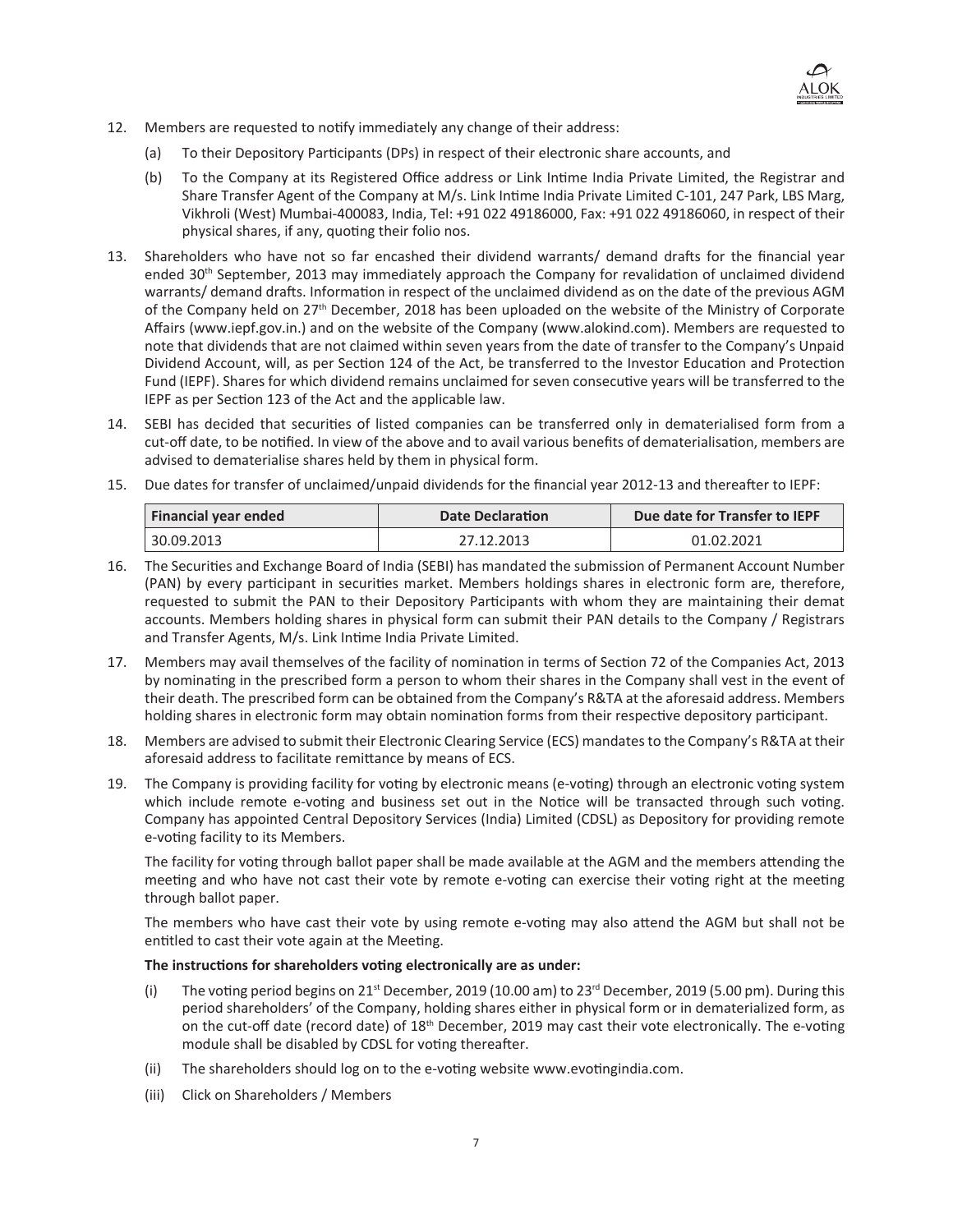12. Members are requested to notify immediately any change of their address:

    (a) To their Depository Participants (DPs) in respect of their electronic share accounts, and

    (b) To the Company at its Registered Office address or Link Intime India Private Limited, the Registrar and Share Transfer Agent of the Company at M/s. Link Intime India Private Limited C-101, 247 Park, LBS Marg, Vikhroli (West) Mumbai-400083, India, Tel: +91 022 49186000, Fax: +91 022 49186060, in respect of their physical shares, if any, quoting their folio nos.

13. Shareholders who have not so far encashed their dividend warrants/ demand drafts for the financial year ended 30th September, 2013 may immediately approach the Company for revalidation of unclaimed dividend warrants/ demand drafts. Information in respect of the unclaimed dividend as on the date of the previous AGM of the Company held on 27th December, 2018 has been uploaded on the website of the Ministry of Corporate Affairs (www.iepf.gov.in.) and on the website of the Company (www.alokind.com). Members are requested to note that dividends that are not claimed within seven years from the date of transfer to the Company's Unpaid Dividend Account, will, as per Section 124 of the Act, be transferred to the Investor Education and Protection Fund (IEPF). Shares for which dividend remains unclaimed for seven consecutive years will be transferred to the IEPF as per Section 123 of the Act and the applicable law.

14. SEBI has decided that securities of listed companies can be transferred only in dematerialised form from a cut-off date, to be notified. In view of the above and to avail various benefits of dematerialisation, members are advised to dematerialise shares held by them in physical form.

15. Due dates for transfer of unclaimed/unpaid dividends for the financial year 2012-13 and thereafter to IEPF:

| Financial year ended | Date Declaration | Due date for Transfer to IEPF |
|---|---|---|
| 30.09.2013 | 27.12.2013 | 01.02.2021 |

16. The Securities and Exchange Board of India (SEBI) has mandated the submission of Permanent Account Number (PAN) by every participant in securities market. Members holdings shares in electronic form are, therefore, requested to submit the PAN to their Depository Participants with whom they are maintaining their demat accounts. Members holding shares in physical form can submit their PAN details to the Company / Registrars and Transfer Agents, M/s. Link Intime India Private Limited.

17. Members may avail themselves of the facility of nomination in terms of Section 72 of the Companies Act, 2013 by nominating in the prescribed form a person to whom their shares in the Company shall vest in the event of their death. The prescribed form can be obtained from the Company's R&TA at the aforesaid address. Members holding shares in electronic form may obtain nomination forms from their respective depository participant.

18. Members are advised to submit their Electronic Clearing Service (ECS) mandates to the Company's R&TA at their aforesaid address to facilitate remittance by means of ECS.

19. The Company is providing facility for voting by electronic means (e-voting) through an electronic voting system which include remote e-voting and business set out in the Notice will be transacted through such voting. Company has appointed Central Depository Services (India) Limited (CDSL) as Depository for providing remote e-voting facility to its Members.

    The facility for voting through ballot paper shall be made available at the AGM and the members attending the meeting and who have not cast their vote by remote e-voting can exercise their voting right at the meeting through ballot paper.

    The members who have cast their vote by using remote e-voting may also attend the AGM but shall not be entitled to cast their vote again at the Meeting.

    **The instructions for shareholders voting electronically are as under:**

    (i) The voting period begins on 21st December, 2019 (10.00 am) to 23rd December, 2019 (5.00 pm). During this period shareholders' of the Company, holding shares either in physical form or in dematerialized form, as on the cut-off date (record date) of 18th December, 2019 may cast their vote electronically. The e-voting module shall be disabled by CDSL for voting thereafter.

    (ii) The shareholders should log on to the e-voting website www.evotingindia.com.

    (iii) Click on Shareholders / Members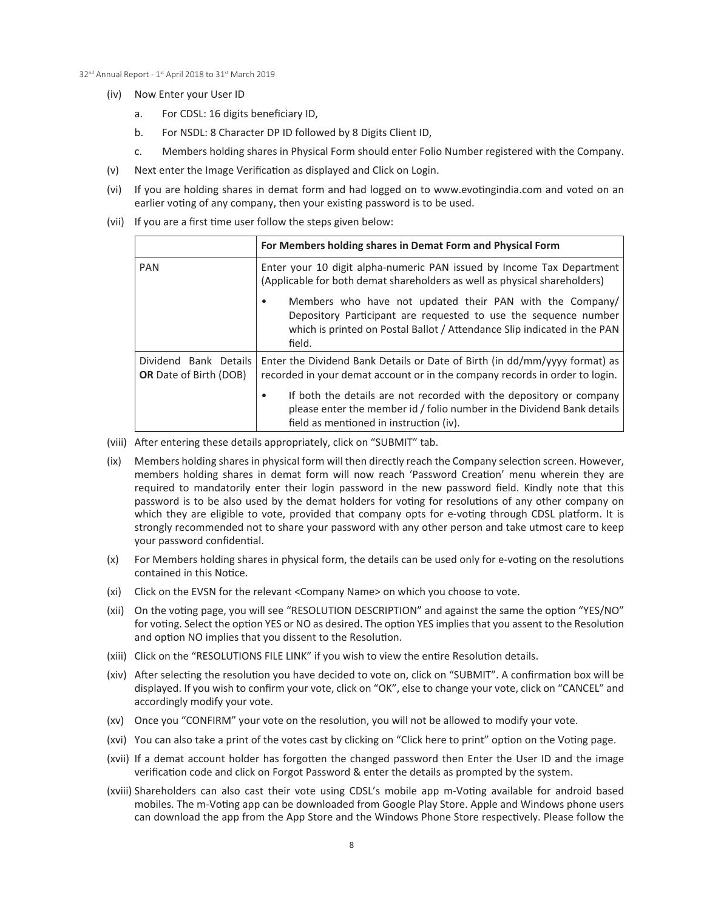(iv) Now Enter your User ID

a. For CDSL: 16 digits beneficiary ID,

b. For NSDL: 8 Character DP ID followed by 8 Digits Client ID,

c. Members holding shares in Physical Form should enter Folio Number registered with the Company.

(v) Next enter the Image Verification as displayed and Click on Login.

(vi) If you are holding shares in demat form and had logged on to www.evotingindia.com and voted on an earlier voting of any company, then your existing password is to be used.

(vii) If you are a first time user follow the steps given below:

| | For Members holding shares in Demat Form and Physical Form |
|---|---|
| PAN | Enter your 10 digit alpha-numeric PAN issued by Income Tax Department (Applicable for both demat shareholders as well as physical shareholders)<br>• Members who have not updated their PAN with the Company/ Depository Participant are requested to use the sequence number which is printed on Postal Ballot / Attendance Slip indicated in the PAN field. |
| Dividend Bank Details **OR** Date of Birth (DOB) | Enter the Dividend Bank Details or Date of Birth (in dd/mm/yyyy format) as recorded in your demat account or in the company records in order to login.<br>• If both the details are not recorded with the depository or company please enter the member id / folio number in the Dividend Bank details field as mentioned in instruction (iv). |

(viii) After entering these details appropriately, click on "SUBMIT" tab.

(ix) Members holding shares in physical form will then directly reach the Company selection screen. However, members holding shares in demat form will now reach 'Password Creation' menu wherein they are required to mandatorily enter their login password in the new password field. Kindly note that this password is to be also used by the demat holders for voting for resolutions of any other company on which they are eligible to vote, provided that company opts for e-voting through CDSL platform. It is strongly recommended not to share your password with any other person and take utmost care to keep your password confidential.

(x) For Members holding shares in physical form, the details can be used only for e-voting on the resolutions contained in this Notice.

(xi) Click on the EVSN for the relevant <Company Name> on which you choose to vote.

(xii) On the voting page, you will see "RESOLUTION DESCRIPTION" and against the same the option "YES/NO" for voting. Select the option YES or NO as desired. The option YES implies that you assent to the Resolution and option NO implies that you dissent to the Resolution.

(xiii) Click on the "RESOLUTIONS FILE LINK" if you wish to view the entire Resolution details.

(xiv) After selecting the resolution you have decided to vote on, click on "SUBMIT". A confirmation box will be displayed. If you wish to confirm your vote, click on "OK", else to change your vote, click on "CANCEL" and accordingly modify your vote.

(xv) Once you "CONFIRM" your vote on the resolution, you will not be allowed to modify your vote.

(xvi) You can also take a print of the votes cast by clicking on "Click here to print" option on the Voting page.

(xvii) If a demat account holder has forgotten the changed password then Enter the User ID and the image verification code and click on Forgot Password & enter the details as prompted by the system.

(xviii) Shareholders can also cast their vote using CDSL's mobile app m-Voting available for android based mobiles. The m-Voting app can be downloaded from Google Play Store. Apple and Windows phone users can download the app from the App Store and the Windows Phone Store respectively. Please follow the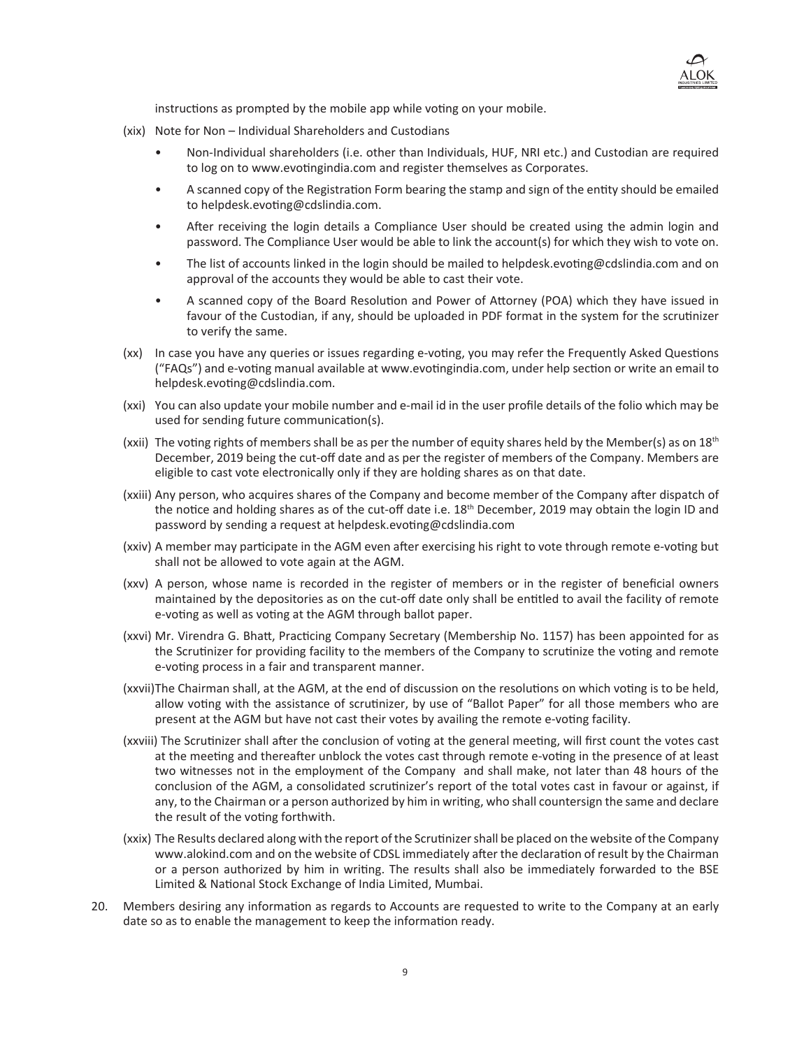instructions as prompted by the mobile app while voting on your mobile.

(xix) Note for Non – Individual Shareholders and Custodians

- Non-Individual shareholders (i.e. other than Individuals, HUF, NRI etc.) and Custodian are required to log on to www.evotingindia.com and register themselves as Corporates.
- A scanned copy of the Registration Form bearing the stamp and sign of the entity should be emailed to helpdesk.evoting@cdslindia.com.
- After receiving the login details a Compliance User should be created using the admin login and password. The Compliance User would be able to link the account(s) for which they wish to vote on.
- The list of accounts linked in the login should be mailed to helpdesk.evoting@cdslindia.com and on approval of the accounts they would be able to cast their vote.
- A scanned copy of the Board Resolution and Power of Attorney (POA) which they have issued in favour of the Custodian, if any, should be uploaded in PDF format in the system for the scrutinizer to verify the same.

(xx) In case you have any queries or issues regarding e-voting, you may refer the Frequently Asked Questions ("FAQs") and e-voting manual available at www.evotingindia.com, under help section or write an email to helpdesk.evoting@cdslindia.com.

(xxi) You can also update your mobile number and e-mail id in the user profile details of the folio which may be used for sending future communication(s).

(xxii) The voting rights of members shall be as per the number of equity shares held by the Member(s) as on 18th December, 2019 being the cut-off date and as per the register of members of the Company. Members are eligible to cast vote electronically only if they are holding shares as on that date.

(xxiii) Any person, who acquires shares of the Company and become member of the Company after dispatch of the notice and holding shares as of the cut-off date i.e. 18th December, 2019 may obtain the login ID and password by sending a request at helpdesk.evoting@cdslindia.com

(xxiv) A member may participate in the AGM even after exercising his right to vote through remote e-voting but shall not be allowed to vote again at the AGM.

(xxv) A person, whose name is recorded in the register of members or in the register of beneficial owners maintained by the depositories as on the cut-off date only shall be entitled to avail the facility of remote e-voting as well as voting at the AGM through ballot paper.

(xxvi) Mr. Virendra G. Bhatt, Practicing Company Secretary (Membership No. 1157) has been appointed for as the Scrutinizer for providing facility to the members of the Company to scrutinize the voting and remote e-voting process in a fair and transparent manner.

(xxvii) The Chairman shall, at the AGM, at the end of discussion on the resolutions on which voting is to be held, allow voting with the assistance of scrutinizer, by use of "Ballot Paper" for all those members who are present at the AGM but have not cast their votes by availing the remote e-voting facility.

(xxviii) The Scrutinizer shall after the conclusion of voting at the general meeting, will first count the votes cast at the meeting and thereafter unblock the votes cast through remote e-voting in the presence of at least two witnesses not in the employment of the Company and shall make, not later than 48 hours of the conclusion of the AGM, a consolidated scrutinizer's report of the total votes cast in favour or against, if any, to the Chairman or a person authorized by him in writing, who shall countersign the same and declare the result of the voting forthwith.

(xxix) The Results declared along with the report of the Scrutinizer shall be placed on the website of the Company www.alokind.com and on the website of CDSL immediately after the declaration of result by the Chairman or a person authorized by him in writing. The results shall also be immediately forwarded to the BSE Limited & National Stock Exchange of India Limited, Mumbai.

20. Members desiring any information as regards to Accounts are requested to write to the Company at an early date so as to enable the management to keep the information ready.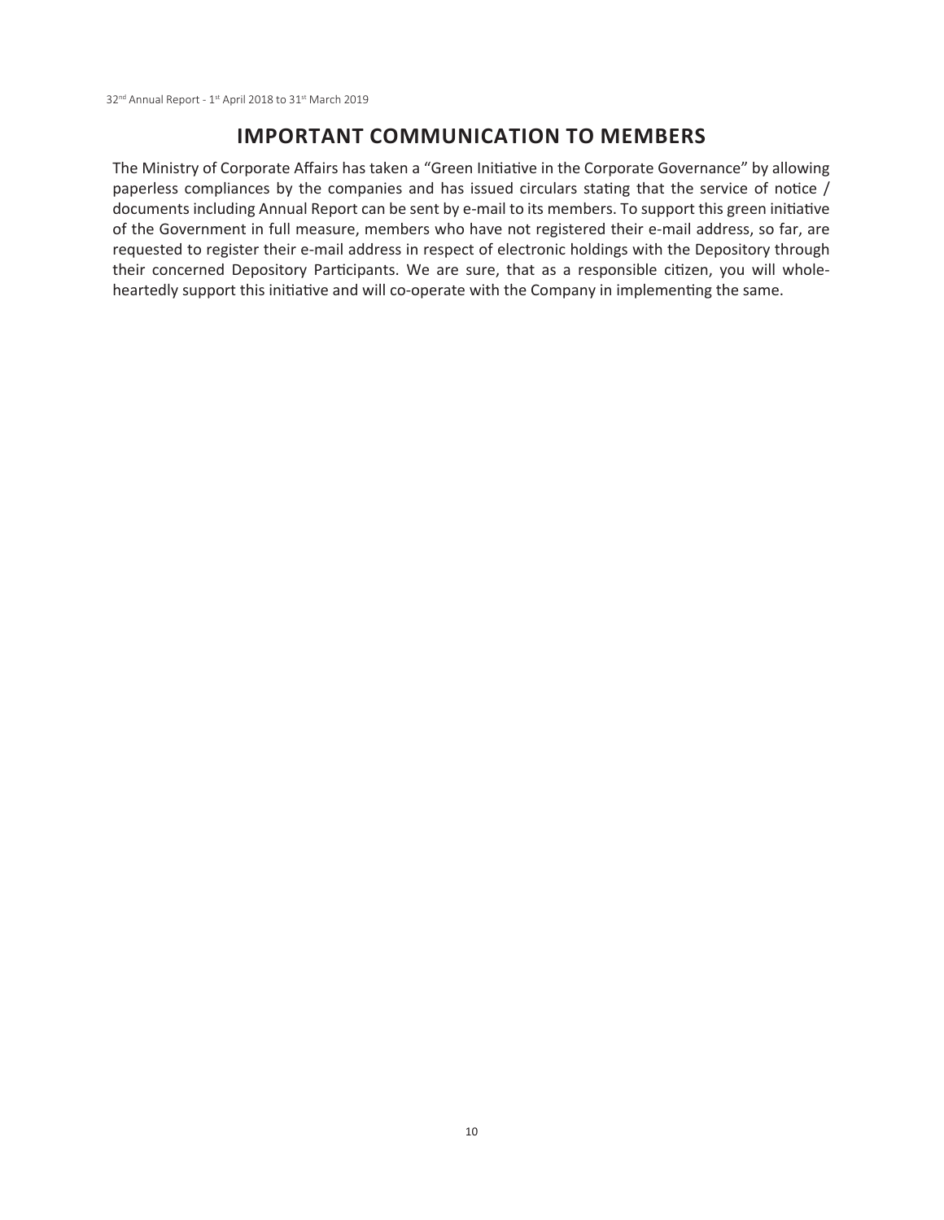# IMPORTANT COMMUNICATION TO MEMBERS

The Ministry of Corporate Affairs has taken a "Green Initiative in the Corporate Governance" by allowing paperless compliances by the companies and has issued circulars stating that the service of notice / documents including Annual Report can be sent by e-mail to its members. To support this green initiative of the Government in full measure, members who have not registered their e-mail address, so far, are requested to register their e-mail address in respect of electronic holdings with the Depository through their concerned Depository Participants. We are sure, that as a responsible citizen, you will whole-heartedly support this initiative and will co-operate with the Company in implementing the same.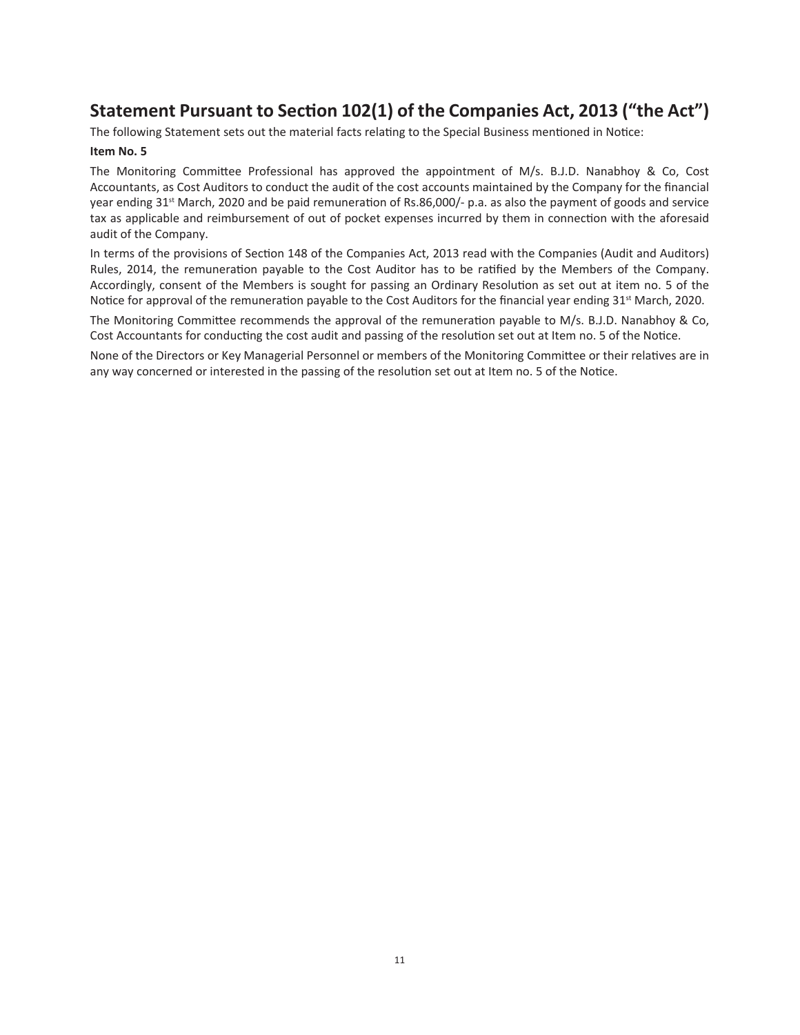## Statement Pursuant to Section 102(1) of the Companies Act, 2013 ("the Act")

The following Statement sets out the material facts relating to the Special Business mentioned in Notice:

**Item No. 5**

The Monitoring Committee Professional has approved the appointment of M/s. B.J.D. Nanabhoy & Co, Cost Accountants, as Cost Auditors to conduct the audit of the cost accounts maintained by the Company for the financial year ending 31st March, 2020 and be paid remuneration of Rs.86,000/- p.a. as also the payment of goods and service tax as applicable and reimbursement of out of pocket expenses incurred by them in connection with the aforesaid audit of the Company.

In terms of the provisions of Section 148 of the Companies Act, 2013 read with the Companies (Audit and Auditors) Rules, 2014, the remuneration payable to the Cost Auditor has to be ratified by the Members of the Company. Accordingly, consent of the Members is sought for passing an Ordinary Resolution as set out at item no. 5 of the Notice for approval of the remuneration payable to the Cost Auditors for the financial year ending 31st March, 2020.

The Monitoring Committee recommends the approval of the remuneration payable to M/s. B.J.D. Nanabhoy & Co, Cost Accountants for conducting the cost audit and passing of the resolution set out at Item no. 5 of the Notice.

None of the Directors or Key Managerial Personnel or members of the Monitoring Committee or their relatives are in any way concerned or interested in the passing of the resolution set out at Item no. 5 of the Notice.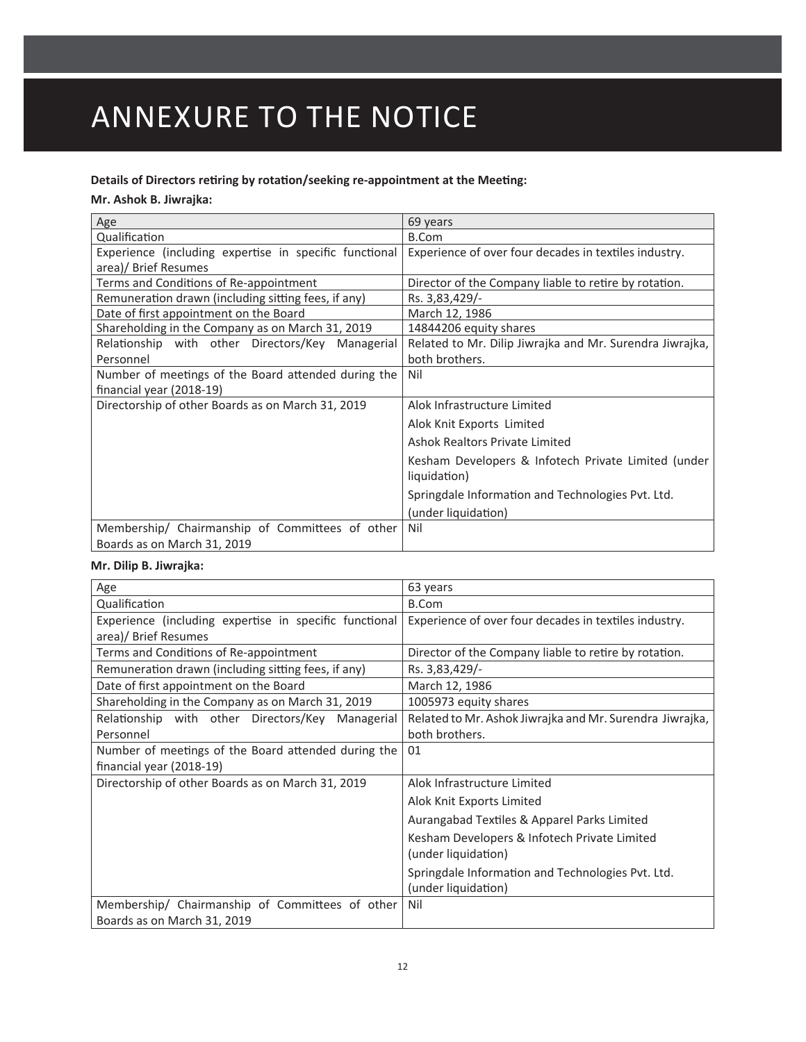# ANNEXURE TO THE NOTICE

**Details of Directors retiring by rotation/seeking re-appointment at the Meeting:**

**Mr. Ashok B. Jiwrajka:**

| | |
|---|---|
| Age | 69 years |
| Qualification | B.Com |
| Experience (including expertise in specific functional area)/ Brief Resumes | Experience of over four decades in textiles industry. |
| Terms and Conditions of Re-appointment | Director of the Company liable to retire by rotation. |
| Remuneration drawn (including sitting fees, if any) | Rs. 3,83,429/- |
| Date of first appointment on the Board | March 12, 1986 |
| Shareholding in the Company as on March 31, 2019 | 14844206 equity shares |
| Relationship with other Directors/Key Managerial Personnel | Related to Mr. Dilip Jiwrajka and Mr. Surendra Jiwrajka, both brothers. |
| Number of meetings of the Board attended during the financial year (2018-19) | Nil |
| Directorship of other Boards as on March 31, 2019 | Alok Infrastructure Limited<br>Alok Knit Exports Limited<br>Ashok Realtors Private Limited<br>Kesham Developers & Infotech Private Limited (under liquidation)<br>Springdale Information and Technologies Pvt. Ltd. (under liquidation) |
| Membership/ Chairmanship of Committees of other Boards as on March 31, 2019 | Nil |

**Mr. Dilip B. Jiwrajka:**

| | |
|---|---|
| Age | 63 years |
| Qualification | B.Com |
| Experience (including expertise in specific functional area)/ Brief Resumes | Experience of over four decades in textiles industry. |
| Terms and Conditions of Re-appointment | Director of the Company liable to retire by rotation. |
| Remuneration drawn (including sitting fees, if any) | Rs. 3,83,429/- |
| Date of first appointment on the Board | March 12, 1986 |
| Shareholding in the Company as on March 31, 2019 | 1005973 equity shares |
| Relationship with other Directors/Key Managerial Personnel | Related to Mr. Ashok Jiwrajka and Mr. Surendra Jiwrajka, both brothers. |
| Number of meetings of the Board attended during the financial year (2018-19) | 01 |
| Directorship of other Boards as on March 31, 2019 | Alok Infrastructure Limited<br>Alok Knit Exports Limited<br>Aurangabad Textiles & Apparel Parks Limited<br>Kesham Developers & Infotech Private Limited (under liquidation)<br>Springdale Information and Technologies Pvt. Ltd. (under liquidation) |
| Membership/ Chairmanship of Committees of other Boards as on March 31, 2019 | Nil |